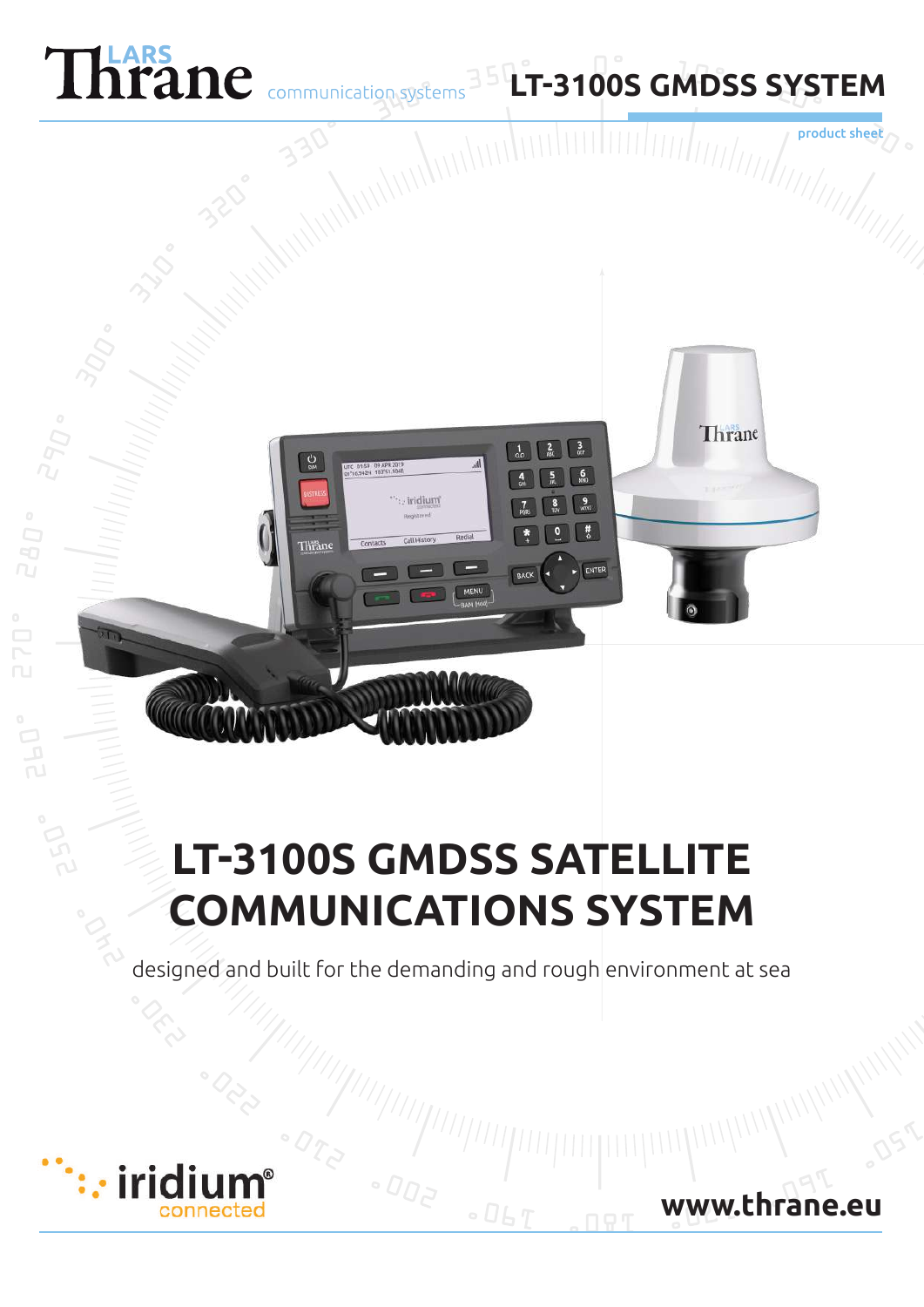Lars Thrane communication systems

# LT-3100S GMDSS SYSTEM

product sheet

# LT-3100S GMDSS SATELLITE COMMUNICATIONS SYSTEM

designed and built for the demanding and rough environment at sea

iridium® connected

www.thrane.eu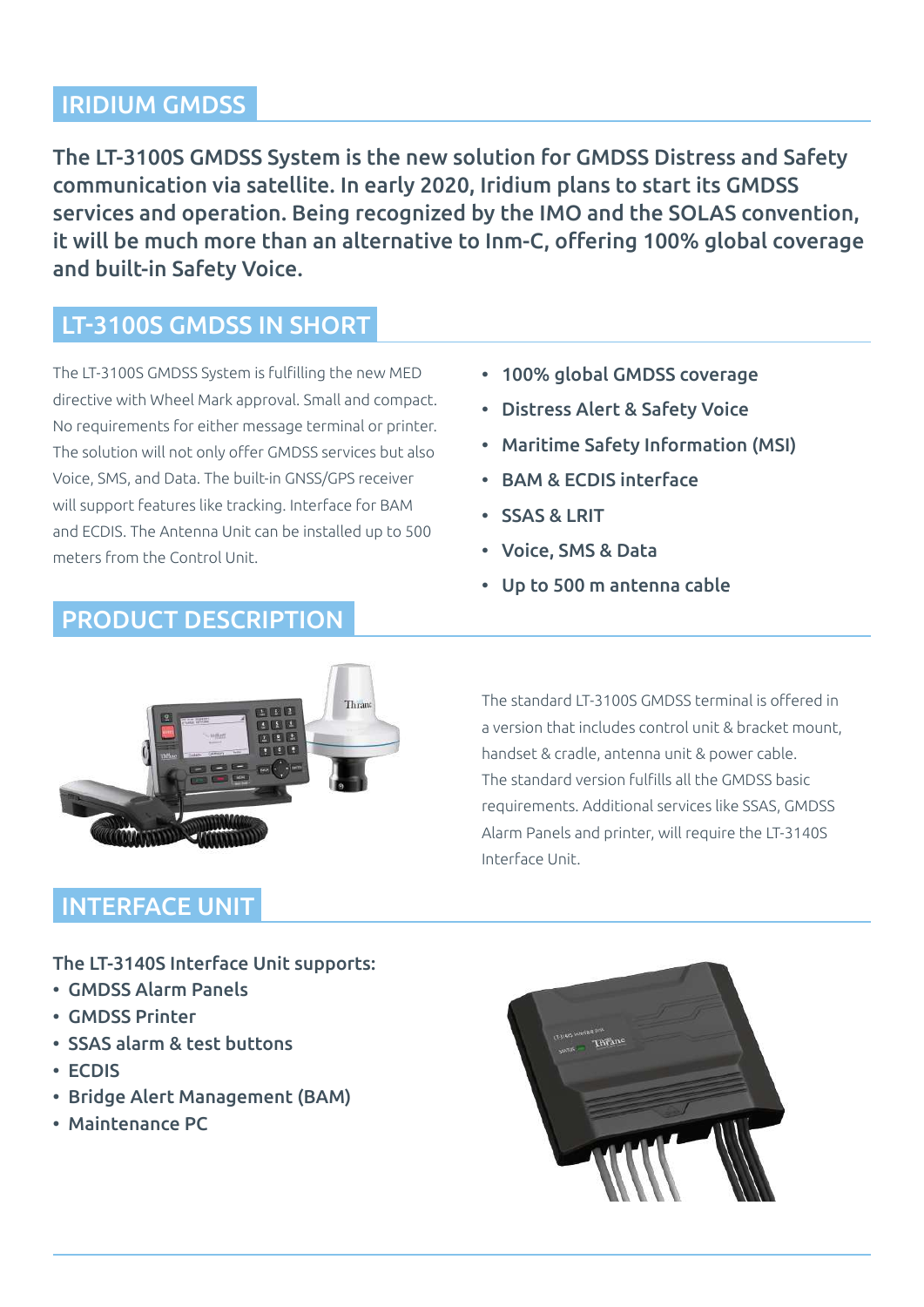## IRIDIUM GMDSS

**The LT-3100S GMDSS System is the new solution for GMDSS Distress and Safety communication via satellite. In early 2020, Iridium plans to start its GMDSS services and operation. Being recognized by the IMO and the SOLAS convention, it will be much more than an alternative to Inm-C, offering 100% global coverage and built-in Safety Voice.**

## LT-3100S GMDSS IN SHORT

The LT-3100S GMDSS System is fulfilling the new MED directive with Wheel Mark approval. Small and compact. No requirements for either message terminal or printer. The solution will not only offer GMDSS services but also Voice, SMS, and Data. The built-in GNSS/GPS receiver will support features like tracking. Interface for BAM and ECDIS. The Antenna Unit can be installed up to 500 meters from the Control Unit.

- **100% global GMDSS coverage**
- **Distress Alert & Safety Voice**
- **Maritime Safety Information (MSI)**
- **BAM & ECDIS interface**
- **SSAS & LRIT**
- **Voice, SMS & Data**
- **Up to 500 m antenna cable**

## PRODUCT DESCRIPTION

The standard LT-3100S GMDSS terminal is offered in a version that includes control unit & bracket mount, handset & cradle, antenna unit & power cable. The standard version fulfills all the GMDSS basic requirements. Additional services like SSAS, GMDSS Alarm Panels and printer, will require the LT-3140S Interface Unit.

## INTERFACE UNIT

**The LT-3140S Interface Unit supports:**

- **GMDSS Alarm Panels**
- **GMDSS Printer**
- **SSAS alarm & test buttons**
- **ECDIS**
- **Bridge Alert Management (BAM)**
- **Maintenance PC**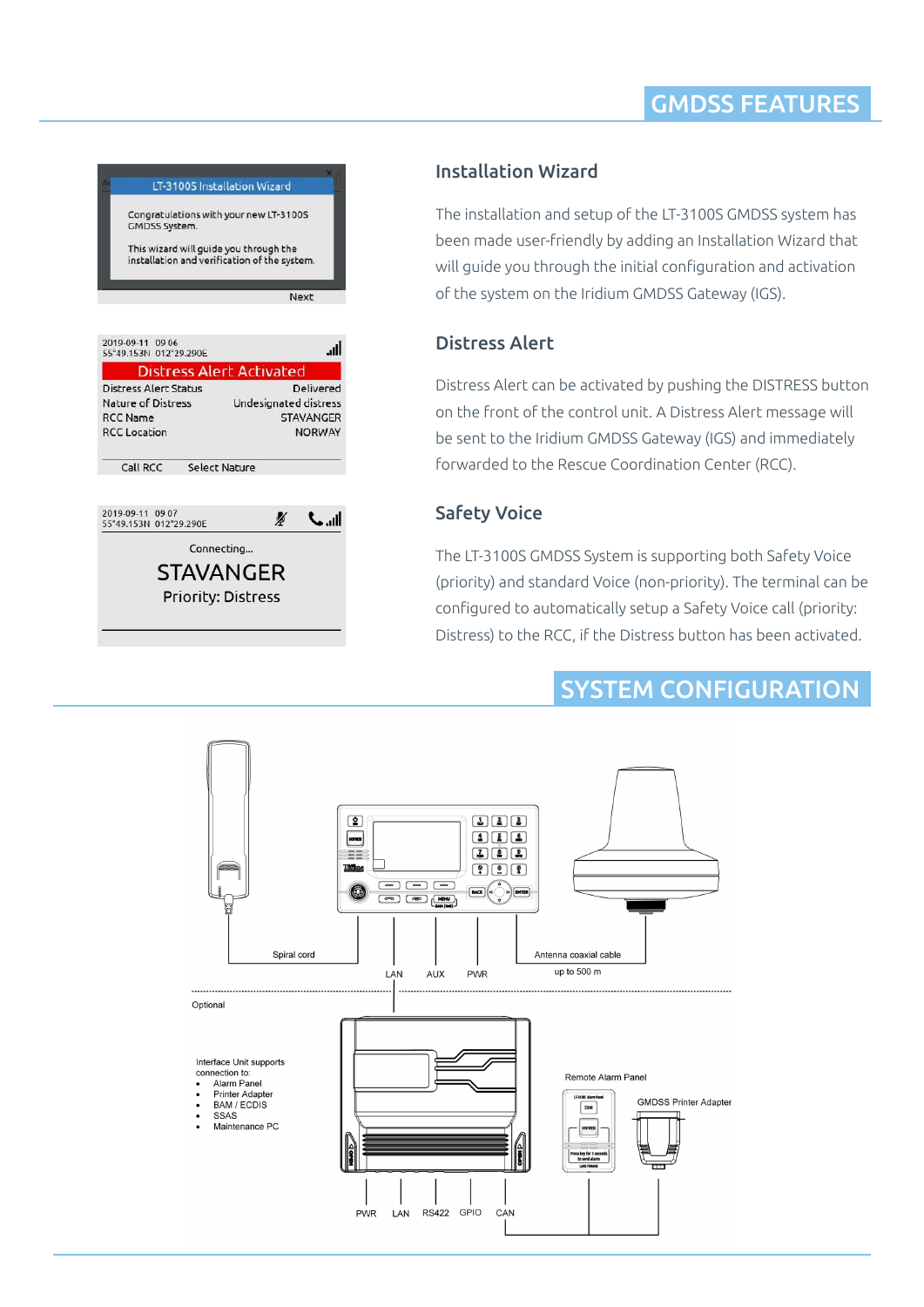# GMDSS FEATURES

## Installation Wizard

The installation and setup of the LT-3100S GMDSS system has been made user-friendly by adding an Installation Wizard that will guide you through the initial configuration and activation of the system on the Iridium GMDSS Gateway (IGS).

## Distress Alert

Distress Alert can be activated by pushing the DISTRESS button on the front of the control unit. A Distress Alert message will be sent to the Iridium GMDSS Gateway (IGS) and immediately forwarded to the Rescue Coordination Center (RCC).

## Safety Voice

The LT-3100S GMDSS System is supporting both Safety Voice (priority) and standard Voice (non-priority). The terminal can be configured to automatically setup a Safety Voice call (priority: Distress) to the RCC, if the Distress button has been activated.

# SYSTEM CONFIGURATION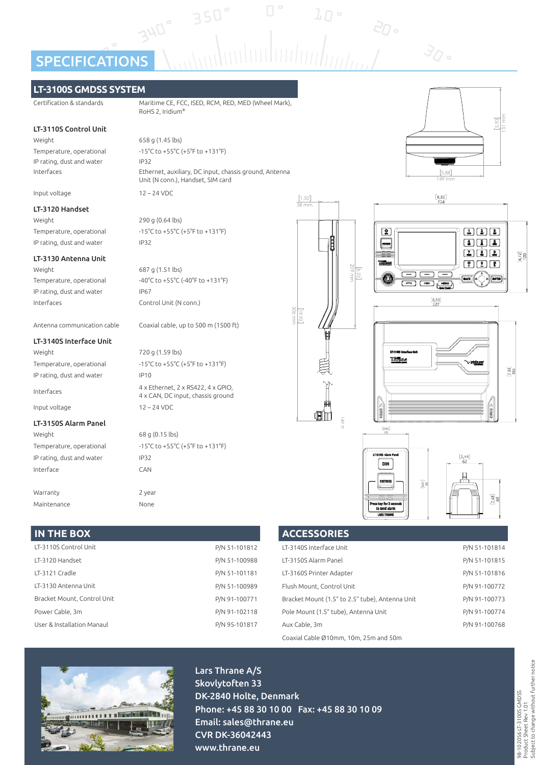# SPECIFICATIONS

## LT-3100S GMDSS SYSTEM

| | |
|---|---|
| Certification & standards | Maritime CE, FCC, ISED, RCM, RED, MED (Wheel Mark), RoHS 2, Iridium® |

### LT-3110S Control Unit

| | |
|---|---|
| Weight | 658 g (1.45 lbs) |
| Temperature, operational | -15°C to +55°C (+5°F to +131°F) |
| IP rating, dust and water | IP32 |
| Interfaces | Ethernet, auxiliary, DC input, chassis ground, Antenna Unit (N conn.), Handset, SIM card |
| Input voltage | 12 – 24 VDC |

### LT-3120 Handset

| | |
|---|---|
| Weight | 290 g (0.64 lbs) |
| Temperature, operational | -15°C to +55°C (+5°F to +131°F) |
| IP rating, dust and water | IP32 |

### LT-3130 Antenna Unit

| | |
|---|---|
| Weight | 687 g (1.51 lbs) |
| Temperature, operational | -40°C to +55°C (-40°F to +131°F) |
| IP rating, dust and water | IP67 |
| Interfaces | Control Unit (N conn.) |
| Antenna communication cable | Coaxial cable, up to 500 m (1500 ft) |

### LT-3140S Interface Unit

| | |
|---|---|
| Weight | 720 g (1.59 lbs) |
| Temperature, operational | -15°C to +55°C (+5°F to +131°F) |
| IP rating, dust and water | IP10 |
| Interfaces | 4 x Ethernet, 2 x RS422, 4 x GPIO, 4 x CAN, DC input, chassis ground |
| Input voltage | 12 – 24 VDC |

### LT-3150S Alarm Panel

| | |
|---|---|
| Weight | 68 g (0.15 lbs) |
| Temperature, operational | -15°C to +55°C (+5°F to +131°F) |
| IP rating, dust and water | IP32 |
| Interface | CAN |
| Warranty | 2 year |
| Maintenance | None |

## IN THE BOX

| | |
|---|---|
| LT-3110S Control Unit | P/N 51-101812 |
| LT-3120 Handset | P/N 51-100988 |
| LT-3121 Cradle | P/N 51-101181 |
| LT-3130 Antenna Unit | P/N 51-100989 |
| Bracket Mount, Control Unit | P/N 91-100771 |
| Power Cable, 3m | P/N 91-102118 |
| User & Installation Manaul | P/N 95-101817 |

## ACCESSORIES

| | |
|---|---|
| LT-3140S Interface Unit | P/N 51-101814 |
| LT-3150S Alarm Panel | P/N 51-101815 |
| LT-3160S Printer Adapter | P/N 51-101816 |
| Flush Mount, Control Unit | P/N 91-100772 |
| Bracket Mount (1.5" to 2.5" tube), Antenna Unit | P/N 91-100773 |
| Pole Mount (1.5" tube), Antenna Unit | P/N 91-100774 |
| Aux Cable, 3m | P/N 91-100768 |
| Coaxial Cable Ø10mm, 10m, 25m and 50m | |

[5.93] 151 mm
[5.88] 149 mm
[1.50] 38 mm
209 mm [8.23]
506 mm [19.92]
[8.82] 224
[4.72] 120
[8.93] 227
[7.33] 186
[2.01] 51
[3.21] 82
[2.44] 62
[2.68] 68

**Lars Thrane A/S**
**Skovlytoften 33**
**DK-2840 Holte, Denmark**
**Phone: +45 88 30 10 00 Fax: +45 88 30 10 09**
**Email: sales@thrane.eu**
**CVR DK-36042443**
**www.thrane.eu**

98-102056 LT-3100S GMDSS
Product Sheet Rev 1.01
Subject to change without further notice